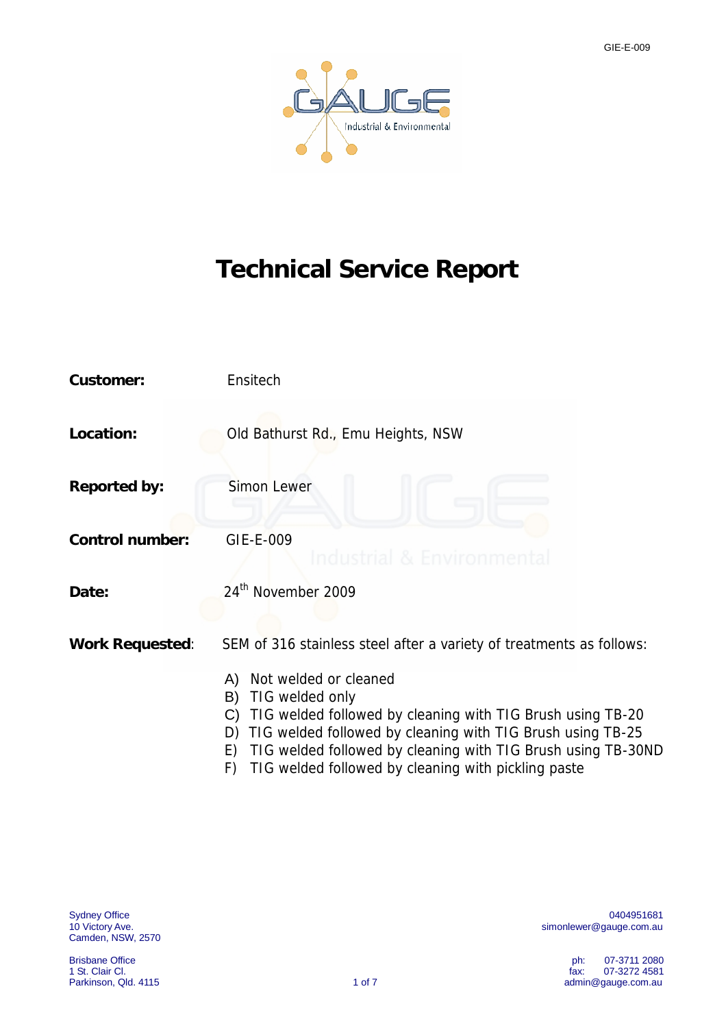# Technical Service Report

**Customer:** Ensitech

**Location:** Old Bathurst Rd., Emu Heights, NSW

**Reported by:** Simon Lewer

**Control number:** GIE-E-009

**Date:** 24th November 2009

**Work Requested**: SEM of 316 stainless steel after a variety of treatments as follows:

A) Not welded or cleaned
B) TIG welded only
C) TIG welded followed by cleaning with TIG Brush using TB-20
D) TIG welded followed by cleaning with TIG Brush using TB-25
E) TIG welded followed by cleaning with TIG Brush using TB-30ND
F) TIG welded followed by cleaning with pickling paste

Sydney Office
10 Victory Ave.
Camden, NSW, 2570

Brisbane Office
1 St. Clair Cl.
Parkinson, Qld. 4115

0404951681
simonlewer@gauge.com.au

ph: 07-3711 2080
fax: 07-3272 4581
admin@gauge.com.au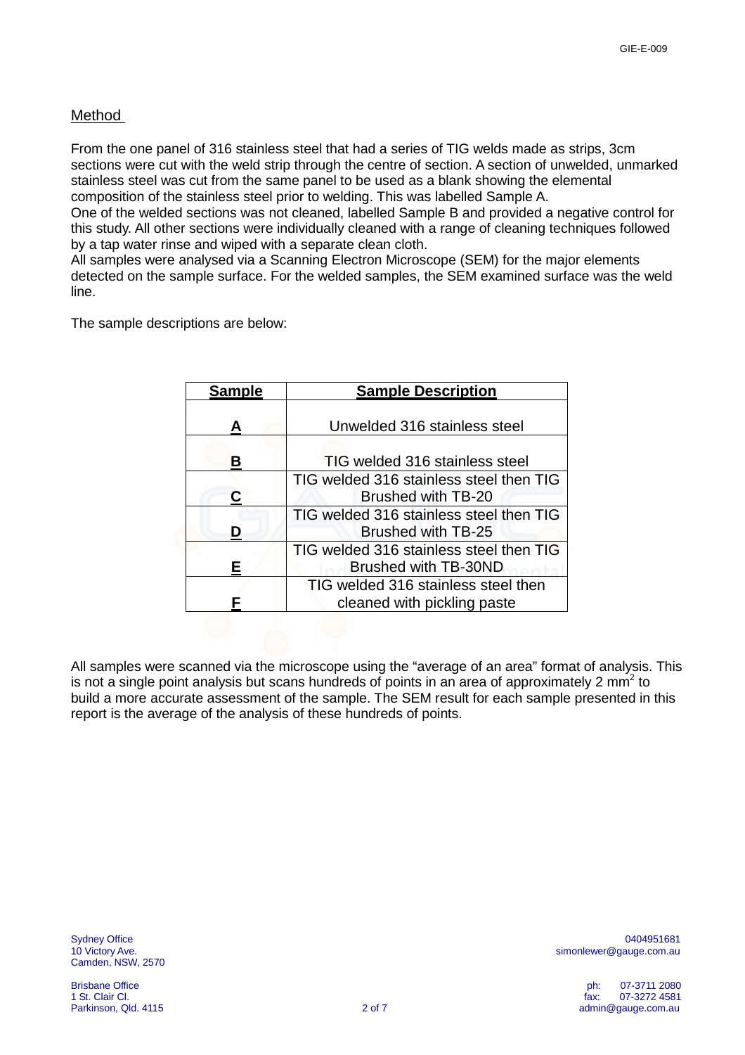## Method

From the one panel of 316 stainless steel that had a series of TIG welds made as strips, 3cm sections were cut with the weld strip through the centre of section. A section of unwelded, unmarked stainless steel was cut from the same panel to be used as a blank showing the elemental composition of the stainless steel prior to welding. This was labelled Sample A.
One of the welded sections was not cleaned, labelled Sample B and provided a negative control for this study. All other sections were individually cleaned with a range of cleaning techniques followed by a tap water rinse and wiped with a separate clean cloth.
All samples were analysed via a Scanning Electron Microscope (SEM) for the major elements detected on the sample surface. For the welded samples, the SEM examined surface was the weld line.

The sample descriptions are below:

| **Sample** | **Sample Description** |
|---|---|
| **A** | Unwelded 316 stainless steel |
| **B** | TIG welded 316 stainless steel |
| **C** | TIG welded 316 stainless steel then TIG Brushed with TB-20 |
| **D** | TIG welded 316 stainless steel then TIG Brushed with TB-25 |
| **E** | TIG welded 316 stainless steel then TIG Brushed with TB-30ND |
| **F** | TIG welded 316 stainless steel then cleaned with pickling paste |

All samples were scanned via the microscope using the "average of an area" format of analysis. This is not a single point analysis but scans hundreds of points in an area of approximately 2 $mm^2$ to build a more accurate assessment of the sample. The SEM result for each sample presented in this report is the average of the analysis of these hundreds of points.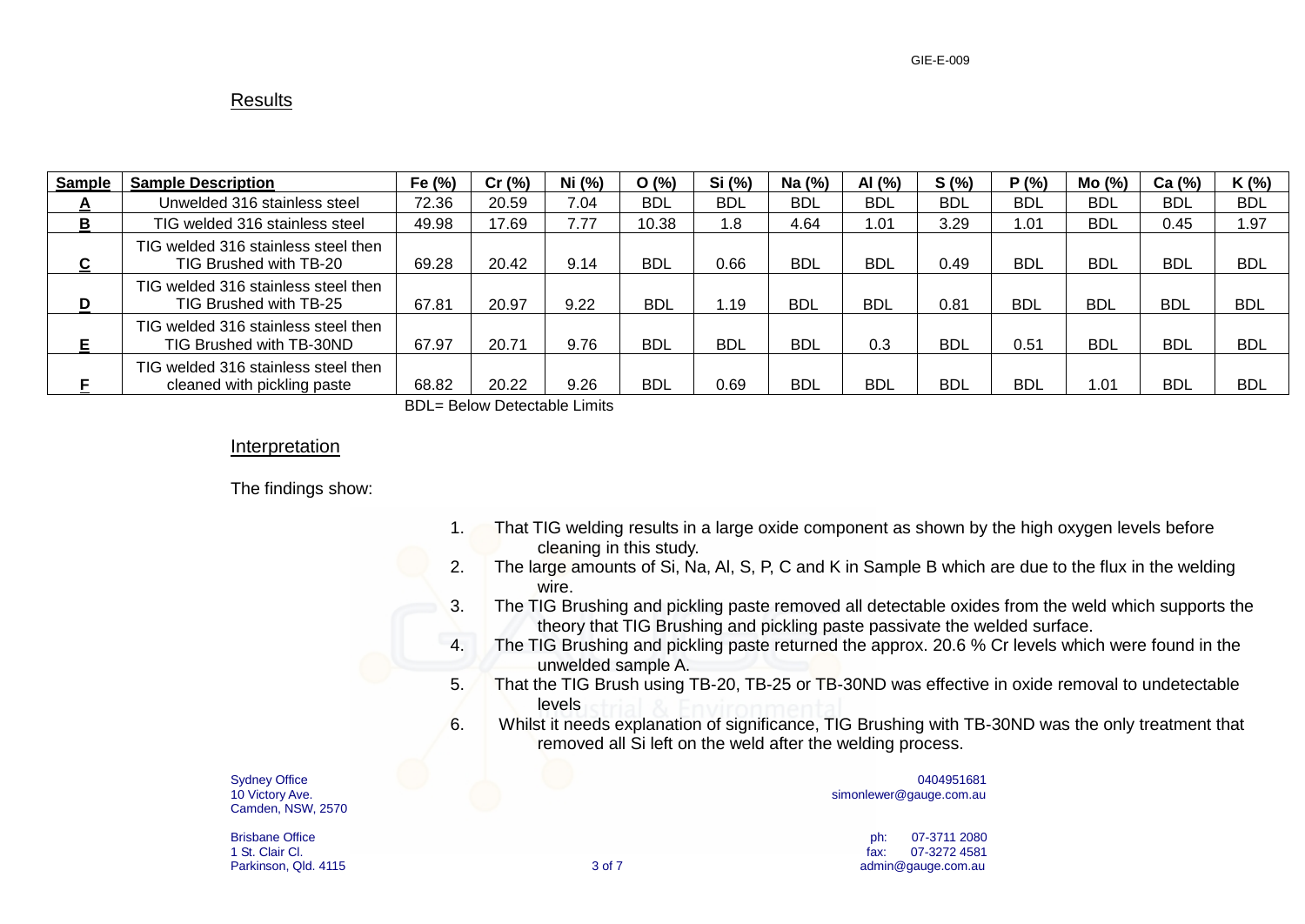## Results

| Sample | Sample Description | Fe (%) | Cr (%) | Ni (%) | O (%) | Si (%) | Na (%) | Al (%) | S (%) | P (%) | Mo (%) | Ca (%) | K (%) |
|---|---|---|---|---|---|---|---|---|---|---|---|---|---|
| **A** | Unwelded 316 stainless steel | 72.36 | 20.59 | 7.04 | BDL | BDL | BDL | BDL | BDL | BDL | BDL | BDL | BDL |
| **B** | TIG welded 316 stainless steel | 49.98 | 17.69 | 7.77 | 10.38 | 1.8 | 4.64 | 1.01 | 3.29 | 1.01 | BDL | 0.45 | 1.97 |
| **C** | TIG welded 316 stainless steel then TIG Brushed with TB-20 | 69.28 | 20.42 | 9.14 | BDL | 0.66 | BDL | BDL | 0.49 | BDL | BDL | BDL | BDL |
| **D** | TIG welded 316 stainless steel then TIG Brushed with TB-25 | 67.81 | 20.97 | 9.22 | BDL | 1.19 | BDL | BDL | 0.81 | BDL | BDL | BDL | BDL |
| **E** | TIG welded 316 stainless steel then TIG Brushed with TB-30ND | 67.97 | 20.71 | 9.76 | BDL | BDL | BDL | 0.3 | BDL | 0.51 | BDL | BDL | BDL |
| **F** | TIG welded 316 stainless steel then cleaned with pickling paste | 68.82 | 20.22 | 9.26 | BDL | 0.69 | BDL | BDL | BDL | BDL | 1.01 | BDL | BDL |

BDL= Below Detectable Limits

## Interpretation

The findings show:

1. That TIG welding results in a large oxide component as shown by the high oxygen levels before cleaning in this study.
2. The large amounts of Si, Na, Al, S, P, C and K in Sample B which are due to the flux in the welding wire.
3. The TIG Brushing and pickling paste removed all detectable oxides from the weld which supports the theory that TIG Brushing and pickling paste passivate the welded surface.
4. The TIG Brushing and pickling paste returned the approx. 20.6 % Cr levels which were found in the unwelded sample A.
5. That the TIG Brush using TB-20, TB-25 or TB-30ND was effective in oxide removal to undetectable levels
6. Whilst it needs explanation of significance, TIG Brushing with TB-30ND was the only treatment that removed all Si left on the weld after the welding process.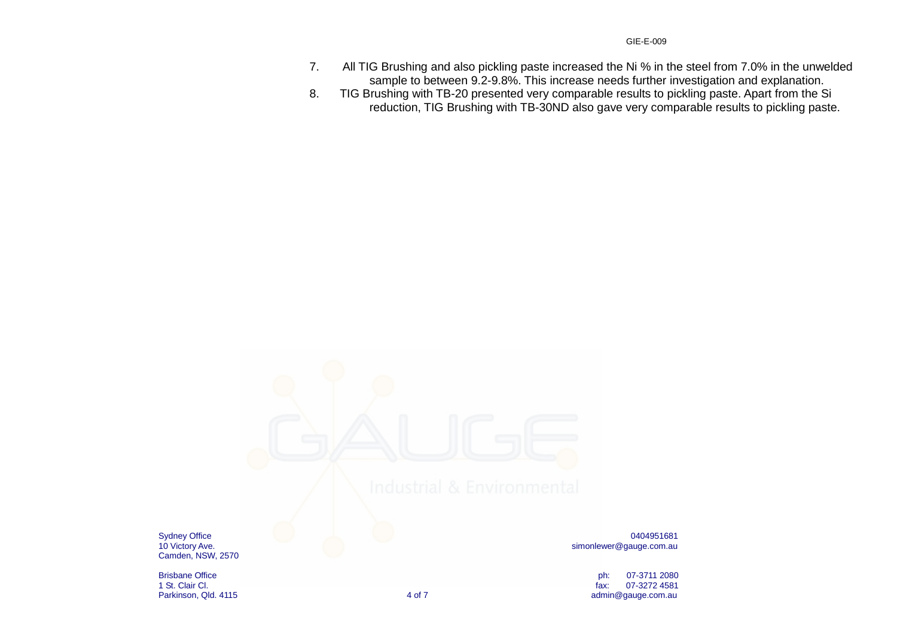7. All TIG Brushing and also pickling paste increased the Ni % in the steel from 7.0% in the unwelded sample to between 9.2-9.8%. This increase needs further investigation and explanation.
8. TIG Brushing with TB-20 presented very comparable results to pickling paste. Apart from the Si reduction, TIG Brushing with TB-30ND also gave very comparable results to pickling paste.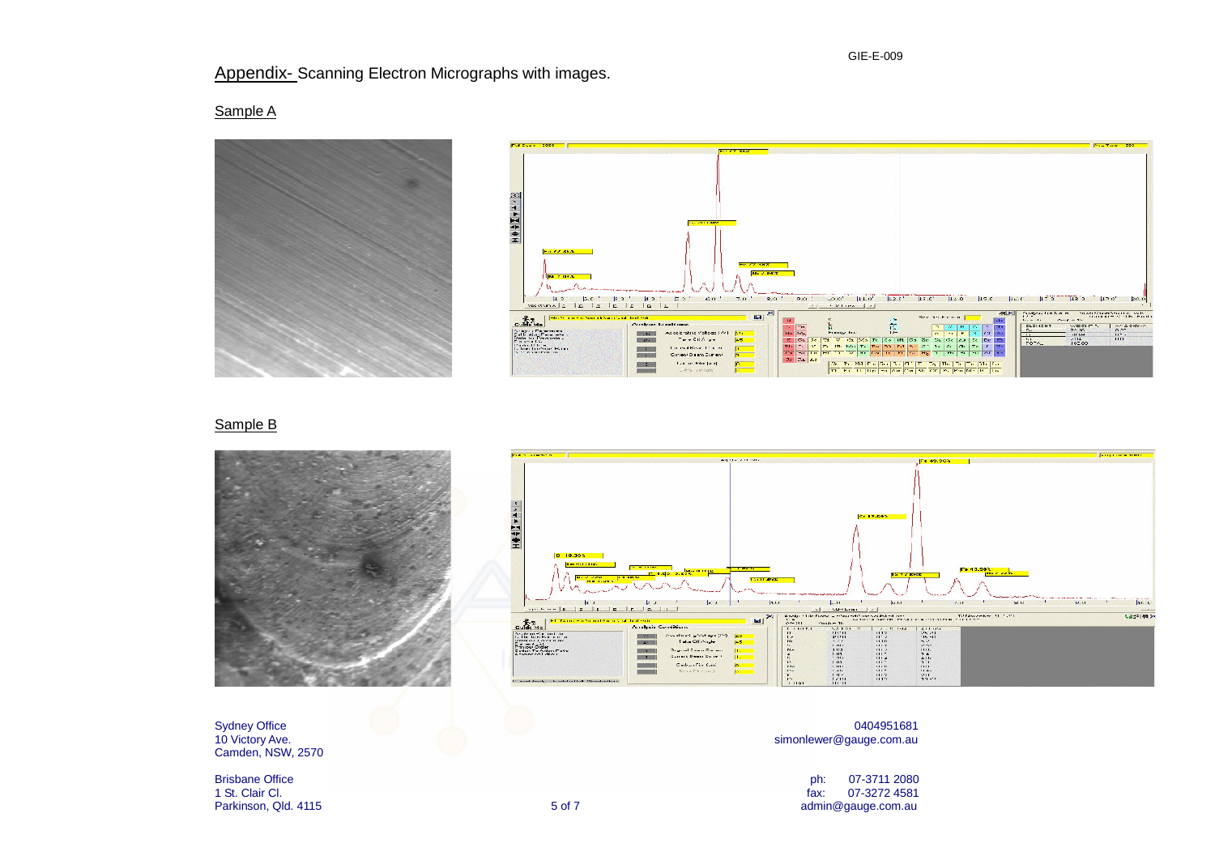## Appendix- Scanning Electron Micrographs with images.

### Sample A

### Sample B

Sydney Office
10 Victory Ave.
Camden, NSW, 2570

Brisbane Office
1 St. Clair Cl.
Parkinson, Qld. 4115

0404951681
simonlewer@gauge.com.au

ph: 07-3711 2080
fax: 07-3272 4581
admin@gauge.com.au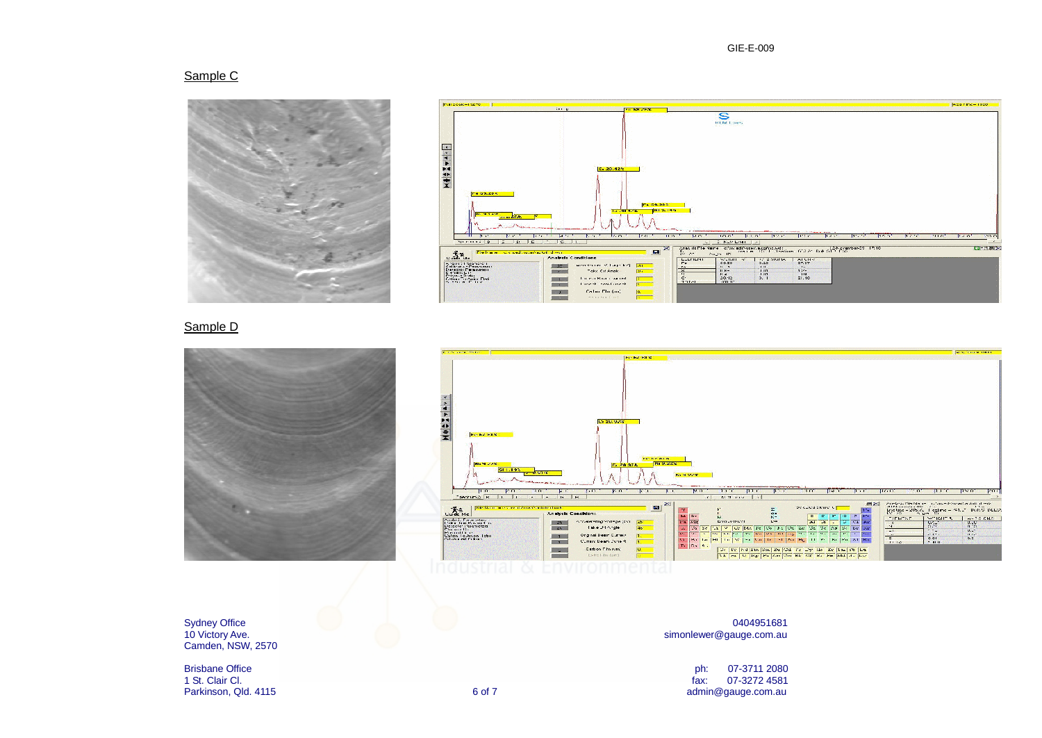## Sample C

## Sample D

Sydney Office
10 Victory Ave.
Camden, NSW, 2570

Brisbane Office
1 St. Clair Cl.
Parkinson, Qld. 4115

0404951681
simonlewer@gauge.com.au

ph: 07-3711 2080
fax: 07-3272 4581
admin@gauge.com.au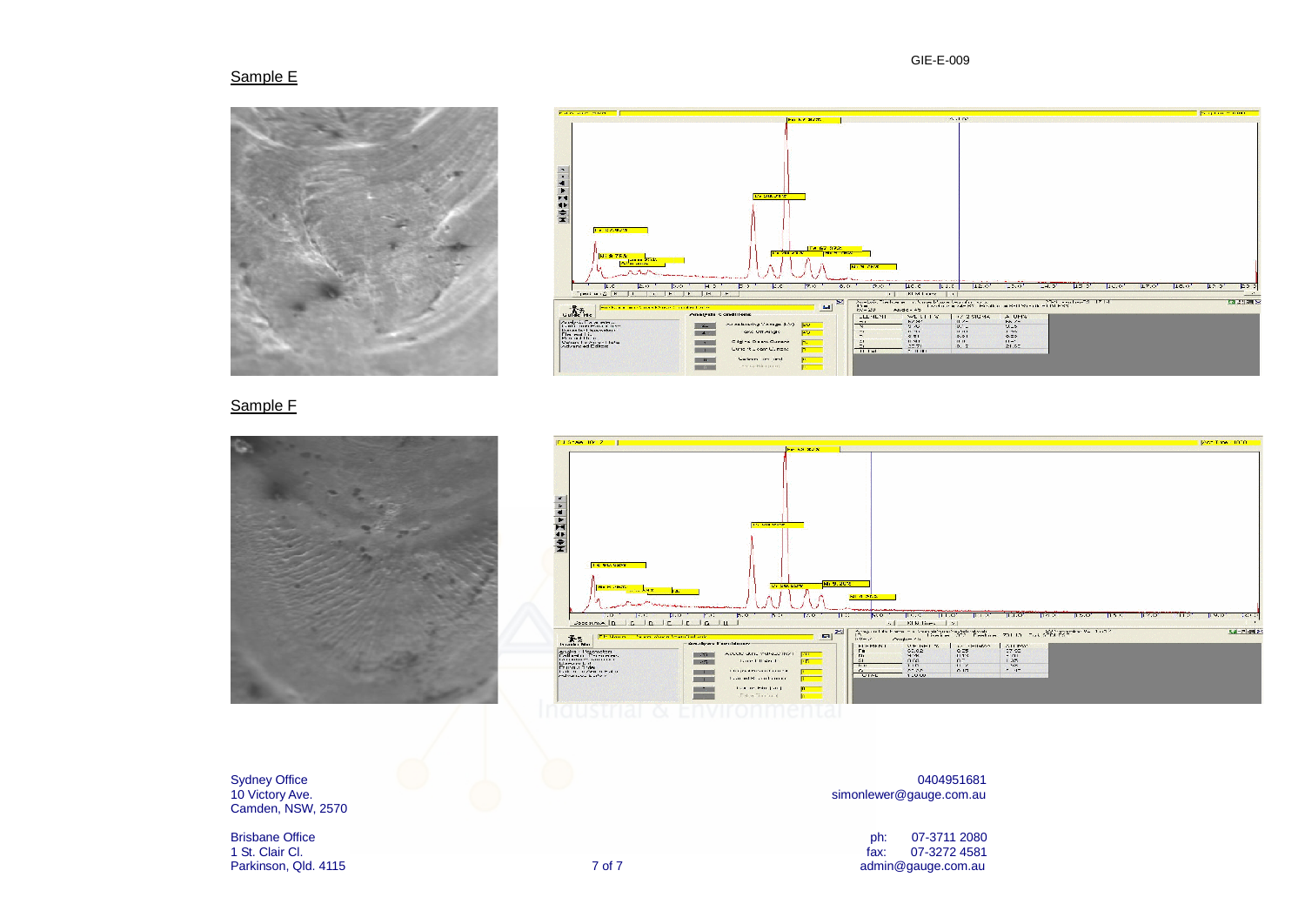GIE-E-009

## Sample E

## Sample F

Sydney Office
10 Victory Ave.
Camden, NSW, 2570

Brisbane Office
1 St. Clair Cl.
Parkinson, Qld. 4115

0404951681
simonlewer@gauge.com.au

ph: 07-3711 2080
fax: 07-3272 4581
admin@gauge.com.au